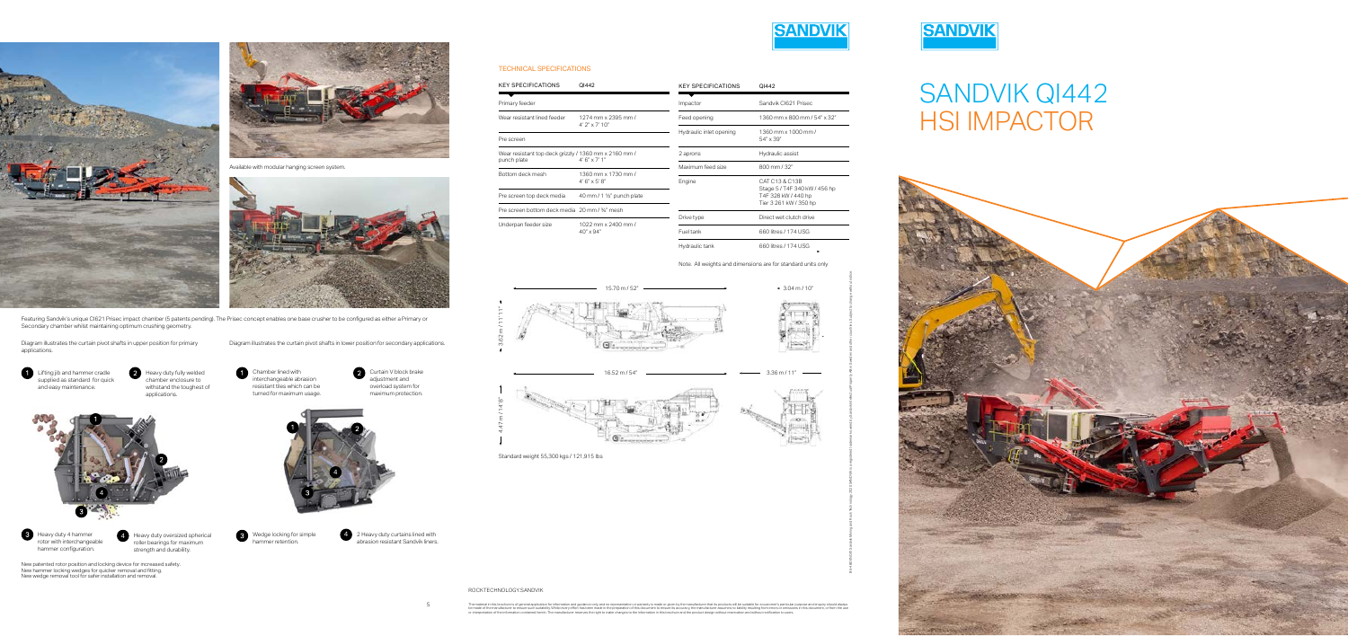# SANDVIK QI442 HSI IMPACTOR

Available with modular hanging screen system.

Featuring Sandvik's unique CI621 Prisec impact chamber (5 patents pending). The Prisec concept enables one base crusher to be configured as either a Primary or Secondary chamber whilst maintaining optimum crushing geometry.

Diagram illustrates the curtain pivot shafts in upper position for primary applications.

1. Lifting jib and hammer cradle supplied as standard for quick and easy maintenance.
2. Heavy duty fully welded chamber enclosure to withstand the toughest of applications.
3. Heavy duty 4 hammer rotor with interchangeable hammer configuration.
4. Heavy duty oversized spherical roller bearings for maximum strength and durability.

Diagram illustrates the curtain pivot shafts in lower position for secondary applications.

1. Chamber lined with interchangeable abrasion resistant tiles which can be turned for maximum usage.
2. Curtain V block brake adjustment and overload system for maximum protection.
3. Wedge locking for simple hammer retention.
4. 2 Heavy duty curtains lined with abrasion resistant Sandvik liners.

New patented rotor position and locking device for increased safety.
New hammer locking wedges for quicker removal and fitting.
New wedge removal tool for safer installation and removal.

## TECHNICAL SPECIFICATIONS

| KEY SPECIFICATIONS | QI442 |
|---|---|
| Primary feeder | |
| Wear resistant lined feeder | 1274 mm x 2395 mm / 4' 2" x 7' 10" |
| Pre screen | |
| Wear resistant top deck grizzly / punch plate | 1360 mm x 2160 mm / 4' 6" x 7' 1" |
| Bottom deck mesh | 1360 mm x 1730 mm / 4' 6" x 5' 8" |
| Pre screen top deck media | 40 mm / 1 ½" punch plate |
| Pre screen bottom deck media | 20 mm / ¾" mesh |
| Underpan feeder size | 1022 mm x 2400 mm / 40" x 94" |

| KEY SPECIFICATIONS | QI442 |
|---|---|
| Impactor | Sandvik CI621 Prisec |
| Feed opening | 1360 mm x 800 mm / 54" x 32" |
| Hydraulic inlet opening | 1360 mm x 1000 mm / 54" x 39" |
| 2 aprons | Hydraulic assist |
| Maximum feed size | 800 mm / 32" |
| Engine | CAT C13 & C13B Stage 5 / T4F 340 kW / 456 hp T4F 328 kW / 440 hp Tier 3 261 kW / 350 hp |
| Drive type | Direct wet clutch drive |
| Fuel tank | 660 litres / 174 USG |
| Hydraulic tank | 660 litres / 174 USG |

Note. All weights and dimensions are for standard units only

15.70 m / 52' — 3.62 m / 11' 11" — 3.04 m / 10'

16.52 m / 54' — 4.47 m / 14' 8" — 3.36 m / 11'

Standard weight 55,300 kgs / 121,915 lbs

ROCKTECHNOLOGY.SANDVIK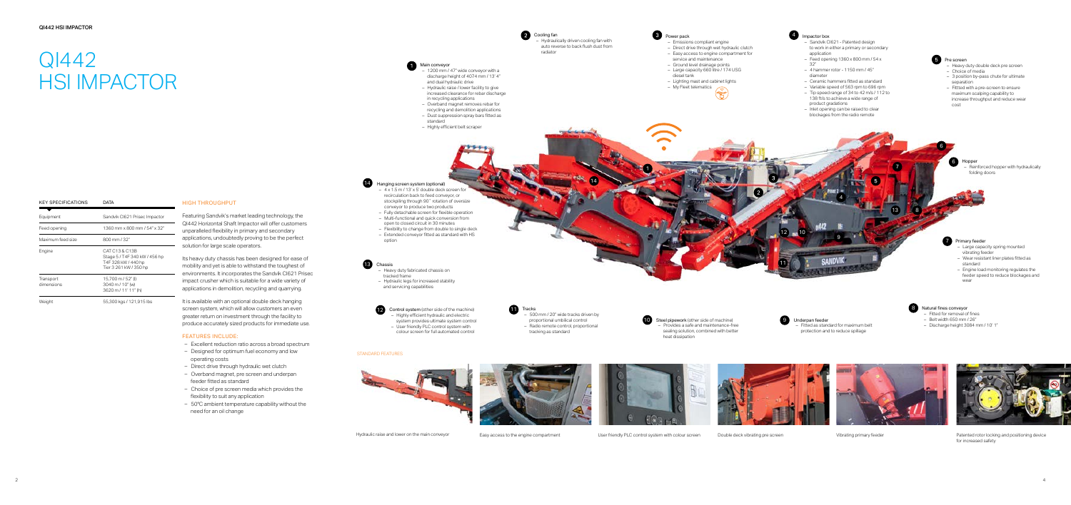# QI442 HSI IMPACTOR

| KEY SPECIFICATIONS | DATA |
|---|---|
| Equipment | Sandvik CI621 Prisec Impactor |
| Feed opening | 1360 mm x 800 mm / 54" x 32" |
| Maximum feed size | 800 mm / 32" |
| Engine | CAT C13 & C13B Stage 5 / T4F 340 kW / 456 hp T4F 328 kW / 440 hp Tier 3 261 kW / 350 hp |
| Transport dimensions | 15,700 m / 52' (l) 3040 m / 10' (w) 3620 m / 11' 11" (h) |
| Weight | 55,300 kgs / 121,915 lbs |

## HIGH THROUGHPUT

Featuring Sandvik's market leading technology, the QI442 Horizontal Shaft Impactor will offer customers unparalleled flexibility in primary and secondary applications, undoubtedly proving to be the perfect solution for large scale operators.

Its heavy duty chassis has been designed for ease of mobility and yet is able to withstand the toughest of environments. It incorporates the Sandvik CI621 Prisec impact crusher which is suitable for a wide variety of applications in demolition, recycling and quarrying.

It is available with an optional double deck hanging screen system, which will allow customers an even greater return on investment through the facility to produce accurately sized products for immediate use.

### FEATURES INCLUDE:

- Excellent reduction ratio across a broad spectrum
- Designed for optimum fuel economy and low operating costs
- Direct drive through hydraulic wet clutch
- Overband magnet, pre screen and underpan feeder fitted as standard
- Choice of pre screen media which provides the flexibility to suit any application
- 50ºC ambient temperature capability without the need for an oil change

**1 Main conveyor**
- 1200 mm / 47" wide conveyor with a discharge height of 4074 mm / 13' 4" and dual hydraulic drive
- Hydraulic raise / lower facility to give increased clearance for rebar discharge in recycling applications
- Overband magnet removes rebar for recycling and demolition applications
- Dust suppression spray bars fitted as standard
- Highly efficient belt scraper

**2 Cooling fan**
- Hydraulically driven cooling fan with auto reverse to back flush dust from radiator

**3 Power pack**
- Emissions compliant engine
- Direct drive through wet hydraulic clutch
- Easy access to engine compartment for service and maintenance
- Ground level drainage points
- Large capacity 660 litre / 174 USG diesel tank
- Lighting mast and cabinet lights
- My Fleet telematics

**4 Impactor box**
- Sandvik CI621 - Patented design to work in either a primary or secondary application
- Feed opening 1360 x 800 mm / 54 x 32"
- 4 hammer rotor - 1150 mm / 45" diameter
- Ceramic hammers fitted as standard
- Variable speed of 563 rpm to 696 rpm
- Tip speed range of 34 to 42 m/s / 112 to 138 ft/s to achieve a wide range of product gradations
- Inlet opening can be raised to clear blockages from the radio remote

**5 Pre screen**
- Heavy duty double deck pre screen
- Choice of media
- 3 position by-pass chute for ultimate separation
- Fitted with a pre-screen to ensure maximum scalping capability to increase throughput and reduce wear cost

**6 Hopper**
- Reinforced hopper with hydraulically folding doors

**7 Primary feeder**
- Large capacity spring mounted vibrating feeder
- Wear resistant liner plates fitted as standard
- Engine load monitoring regulates the feeder speed to reduce blockages and wear

**8 Natural fines conveyor**
- Fitted for removal of fines
- Belt width 650 mm / 26"
- Discharge height 3084 mm / 10' 1"

**9 Underpan feeder**
- Fitted as standard for maximum belt protection and to reduce spillage

**10 Steel pipework** (other side of machine)
- Provides a safe and maintenance-free sealing solution, combined with better heat dissipation

**11 Tracks**
- 500 mm / 20" wide tracks driven by proportional umbilical control
- Radio remote control, proportional tracking as standard

**12 Control system** (other side of the machine)
- Highly efficient hydraulic and electric system provides ultimate system control
- User friendly PLC control system with colour screen for full automated control

**13 Chassis**
- Heavy duty fabricated chassis on tracked frame
- Hydraulic legs for increased stability and servicing capabilities

**14 Hanging screen system (optional)**
- 4 x 1.5 m / 13' x 5' double deck screen for recirculation back to feed conveyor, or stockpiling through 90˚ rotation of oversize conveyor to produce two products
- Fully detachable screen for flexible operation
- Multi-functional and quick conversion from open to closed circuit in 30 minutes
- Flexibility to change from double to single deck
- Extended conveyor fitted as standard with HS option

STANDARD FEATURES

Hydraulic raise and lower on the main conveyor

Easy access to the engine compartment

User friendly PLC control system with colour screen

Double deck vibrating pre screen

Vibrating primary feeder

Patented rotor locking and positioning device for increased safety